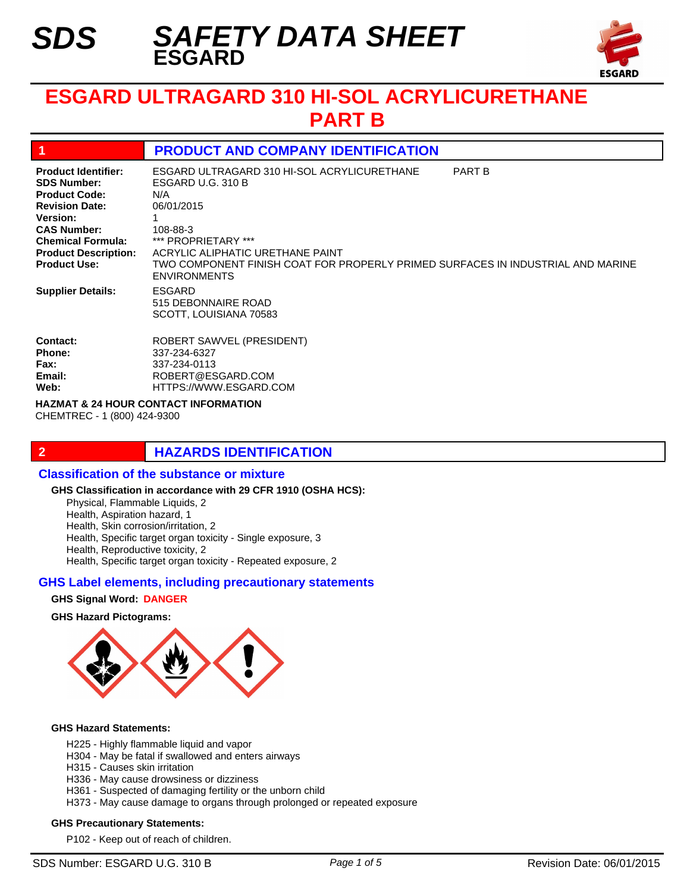# SDS SAFETY DATA SHEET
## ESGARD

# ESGARD ULTRAGARD 310 HI-SOL ACRYLICURETHANE PART B

## 1 PRODUCT AND COMPANY IDENTIFICATION

**Product Identifier:** ESGARD ULTRAGARD 310 HI-SOL ACRYLICURETHANE PART B
**SDS Number:** ESGARD U.G. 310 B
**Product Code:** N/A
**Revision Date:** 06/01/2015
**Version:** 1
**CAS Number:** 108-88-3
**Chemical Formula:** *** PROPRIETARY ***
**Product Description:** ACRYLIC ALIPHATIC URETHANE PAINT
**Product Use:** TWO COMPONENT FINISH COAT FOR PROPERLY PRIMED SURFACES IN INDUSTRIAL AND MARINE ENVIRONMENTS

**Supplier Details:** ESGARD
515 DEBONNAIRE ROAD
SCOTT, LOUISIANA 70583

**Contact:** ROBERT SAWVEL (PRESIDENT)
**Phone:** 337-234-6327
**Fax:** 337-234-0113
**Email:** ROBERT@ESGARD.COM
**Web:** HTTPS://WWW.ESGARD.COM

**HAZMAT & 24 HOUR CONTACT INFORMATION**
CHEMTREC - 1 (800) 424-9300

## 2 HAZARDS IDENTIFICATION

### Classification of the substance or mixture

**GHS Classification in accordance with 29 CFR 1910 (OSHA HCS):**

Physical, Flammable Liquids, 2
Health, Aspiration hazard, 1
Health, Skin corrosion/irritation, 2
Health, Specific target organ toxicity - Single exposure, 3
Health, Reproductive toxicity, 2
Health, Specific target organ toxicity - Repeated exposure, 2

### GHS Label elements, including precautionary statements

**GHS Signal Word:** **DANGER**

**GHS Hazard Pictograms:**

**GHS Hazard Statements:**

H225 - Highly flammable liquid and vapor
H304 - May be fatal if swallowed and enters airways
H315 - Causes skin irritation
H336 - May cause drowsiness or dizziness
H361 - Suspected of damaging fertility or the unborn child
H373 - May cause damage to organs through prolonged or repeated exposure

**GHS Precautionary Statements:**

P102 - Keep out of reach of children.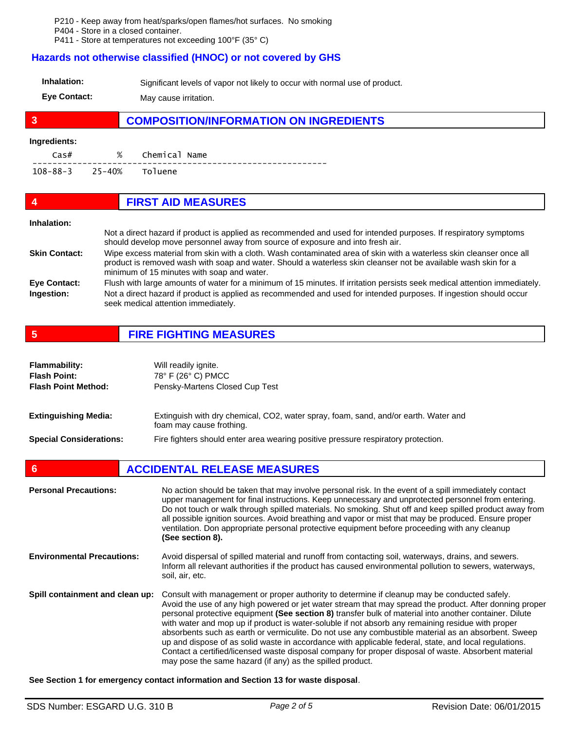P210 - Keep away from heat/sparks/open flames/hot surfaces. No smoking
P404 - Store in a closed container.
P411 - Store at temperatures not exceeding 100°F (35° C)

## Hazards not otherwise classified (HNOC) or not covered by GHS

**Inhalation:** Significant levels of vapor not likely to occur with normal use of product.

**Eye Contact:** May cause irritation.

## 3 COMPOSITION/INFORMATION ON INGREDIENTS

**Ingredients:**

| Cas# | % | Chemical Name |
|---|---|---|
| 108-88-3 | 25-40% | Toluene |

## 4 FIRST AID MEASURES

**Inhalation:** Not a direct hazard if product is applied as recommended and used for intended purposes. If respiratory symptoms should develop move personnel away from source of exposure and into fresh air.

**Skin Contact:** Wipe excess material from skin with a cloth. Wash contaminated area of skin with a waterless skin cleanser once all product is removed wash with soap and water. Should a waterless skin cleanser not be available wash skin for a minimum of 15 minutes with soap and water.

**Eye Contact:** Flush with large amounts of water for a minimum of 15 minutes. If irritation persists seek medical attention immediately.

**Ingestion:** Not a direct hazard if product is applied as recommended and used for intended purposes. If ingestion should occur seek medical attention immediately.

## 5 FIRE FIGHTING MEASURES

**Flammability:** Will readily ignite.
**Flash Point:** 78° F (26° C) PMCC
**Flash Point Method:** Pensky-Martens Closed Cup Test

**Extinguishing Media:** Extinguish with dry chemical, $CO_2$, water spray, foam, sand, and/or earth. Water and foam may cause frothing.

**Special Considerations:** Fire fighters should enter area wearing positive pressure respiratory protection.

## 6 ACCIDENTAL RELEASE MEASURES

**Personal Precautions:** No action should be taken that may involve personal risk. In the event of a spill immediately contact upper management for final instructions. Keep unnecessary and unprotected personnel from entering. Do not touch or walk through spilled materials. No smoking. Shut off and keep spilled product away from all possible ignition sources. Avoid breathing and vapor or mist that may be produced. Ensure proper ventilation. Don appropriate personal protective equipment before proceeding with any cleanup **(See section 8).**

**Environmental Precautions:** Avoid dispersal of spilled material and runoff from contacting soil, waterways, drains, and sewers. Inform all relevant authorities if the product has caused environmental pollution to sewers, waterways, soil, air, etc.

**Spill containment and clean up:** Consult with management or proper authority to determine if cleanup may be conducted safely. Avoid the use of any high powered or jet water stream that may spread the product. After donning proper personal protective equipment **(See section 8)** transfer bulk of material into another container. Dilute with water and mop up if product is water-soluble if not absorb any remaining residue with proper absorbents such as earth or vermiculite. Do not use any combustible material as an absorbent. Sweep up and dispose of as solid waste in accordance with applicable federal, state, and local regulations. Contact a certified/licensed waste disposal company for proper disposal of waste. Absorbent material may pose the same hazard (if any) as the spilled product.

**See Section 1 for emergency contact information and Section 13 for waste disposal**.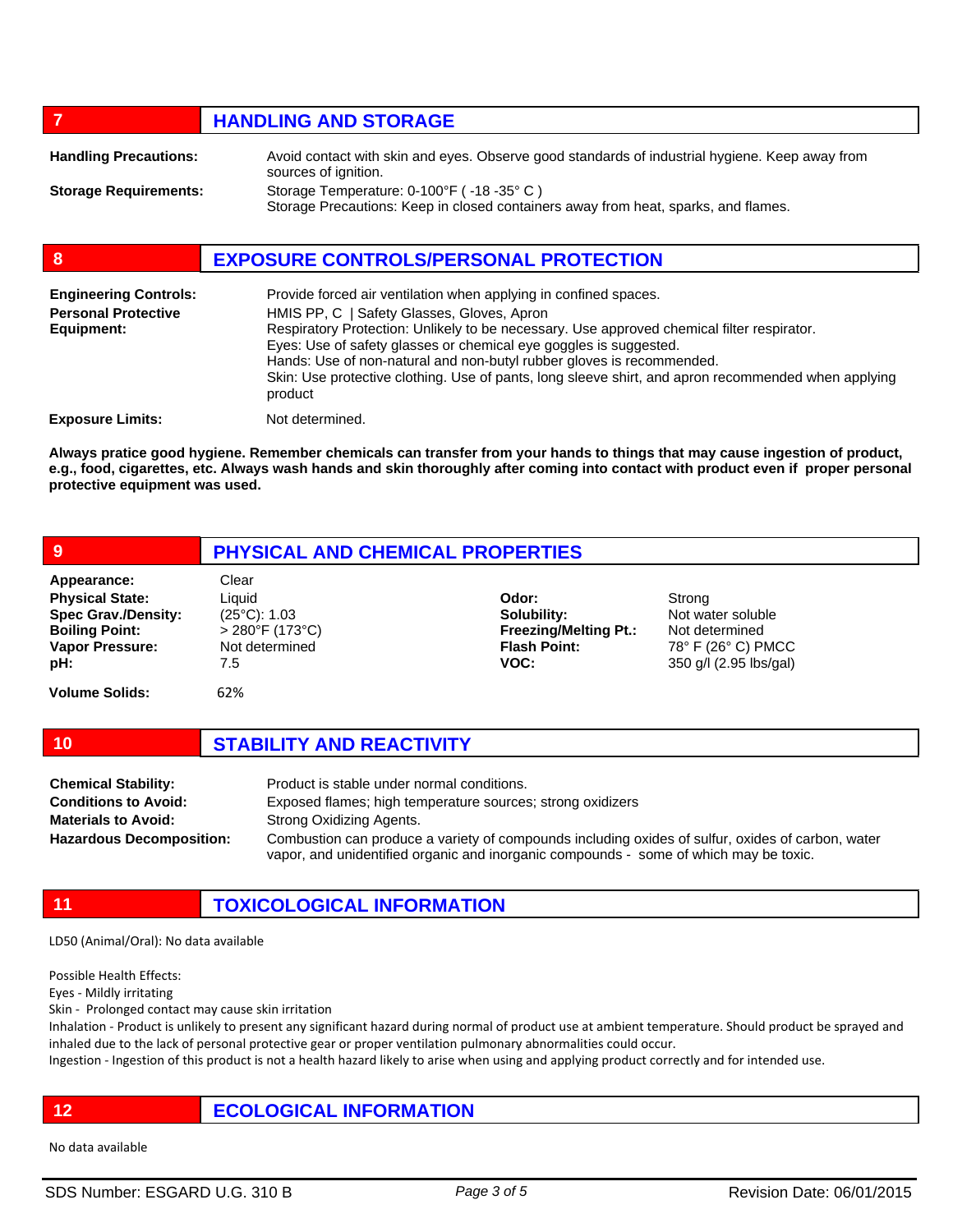## 7 HANDLING AND STORAGE

**Handling Precautions:** Avoid contact with skin and eyes. Observe good standards of industrial hygiene. Keep away from sources of ignition.

**Storage Requirements:** Storage Temperature: 0-100°F ( -18 -35° C )
Storage Precautions: Keep in closed containers away from heat, sparks, and flames.

## 8 EXPOSURE CONTROLS/PERSONAL PROTECTION

**Engineering Controls:** Provide forced air ventilation when applying in confined spaces.

**Personal Protective Equipment:** HMIS PP, C | Safety Glasses, Gloves, Apron
Respiratory Protection: Unlikely to be necessary. Use approved chemical filter respirator.
Eyes: Use of safety glasses or chemical eye goggles is suggested.
Hands: Use of non-natural and non-butyl rubber gloves is recommended.
Skin: Use protective clothing. Use of pants, long sleeve shirt, and apron recommended when applying product

**Exposure Limits:** Not determined.

**Always pratice good hygiene. Remember chemicals can transfer from your hands to things that may cause ingestion of product, e.g., food, cigarettes, etc. Always wash hands and skin thoroughly after coming into contact with product even if proper personal protective equipment was used.**

## 9 PHYSICAL AND CHEMICAL PROPERTIES

| | | | |
|---|---|---|---|
| **Appearance:** | Clear | | |
| **Physical State:** | Liquid | **Odor:** | Strong |
| **Spec Grav./Density:** | (25°C): 1.03 | **Solubility:** | Not water soluble |
| **Boiling Point:** | > 280°F (173°C) | **Freezing/Melting Pt.:** | Not determined |
| **Vapor Pressure:** | Not determined | **Flash Point:** | 78° F (26° C) PMCC |
| **pH:** | 7.5 | **VOC:** | 350 g/l (2.95 lbs/gal) |
| **Volume Solids:** | 62% | | |

## 10 STABILITY AND REACTIVITY

**Chemical Stability:** Product is stable under normal conditions.

**Conditions to Avoid:** Exposed flames; high temperature sources; strong oxidizers

**Materials to Avoid:** Strong Oxidizing Agents.

**Hazardous Decomposition:** Combustion can produce a variety of compounds including oxides of sulfur, oxides of carbon, water vapor, and unidentified organic and inorganic compounds - some of which may be toxic.

## 11 TOXICOLOGICAL INFORMATION

LD50 (Animal/Oral): No data available

Possible Health Effects:
Eyes - Mildly irritating
Skin - Prolonged contact may cause skin irritation
Inhalation - Product is unlikely to present any significant hazard during normal of product use at ambient temperature. Should product be sprayed and inhaled due to the lack of personal protective gear or proper ventilation pulmonary abnormalities could occur.
Ingestion - Ingestion of this product is not a health hazard likely to arise when using and applying product correctly and for intended use.

## 12 ECOLOGICAL INFORMATION

No data available

SDS Number: ESGARD U.G. 310 B | Revision Date: 06/01/2015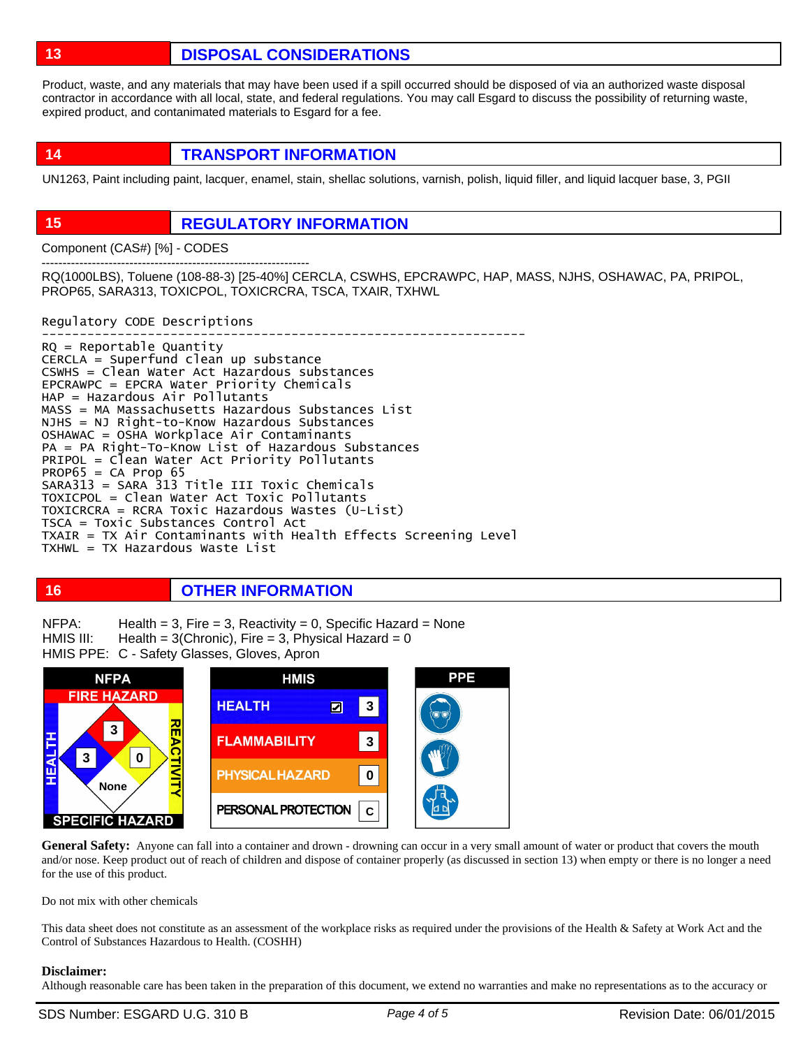## 13 DISPOSAL CONSIDERATIONS

Product, waste, and any materials that may have been used if a spill occurred should be disposed of via an authorized waste disposal contractor in accordance with all local, state, and federal regulations. You may call Esgard to discuss the possibility of returning waste, expired product, and contaminated materials to Esgard for a fee.

## 14 TRANSPORT INFORMATION

UN1263, Paint including paint, lacquer, enamel, stain, shellac solutions, varnish, polish, liquid filler, and liquid lacquer base, 3, PGII

## 15 REGULATORY INFORMATION

Component (CAS#) [%] - CODES

----------------------------------------------------------------

RQ(1000LBS), Toluene (108-88-3) [25-40%] CERCLA, CSWHS, EPCRAWPC, HAP, MASS, NJHS, OSHAWAC, PA, PRIPOL, PROP65, SARA313, TOXICPOL, TOXICRCRA, TSCA, TXAIR, TXHWL

```
Regulatory CODE Descriptions
----------------------------------------------------------------
RQ = Reportable Quantity
CERCLA = Superfund clean up substance
CSWHS = Clean Water Act Hazardous substances
EPCRAWPC = EPCRA Water Priority Chemicals
HAP = Hazardous Air Pollutants
MASS = MA Massachusetts Hazardous Substances List
NJHS = NJ Right-to-Know Hazardous Substances
OSHAWAC = OSHA Workplace Air Contaminants
PA = PA Right-To-Know List of Hazardous Substances
PRIPOL = Clean Water Act Priority Pollutants
PROP65 = CA Prop 65
SARA313 = SARA 313 Title III Toxic Chemicals
TOXICPOL = Clean Water Act Toxic Pollutants
TOXICRCRA = RCRA Toxic Hazardous Wastes (U-List)
TSCA = Toxic Substances Control Act
TXAIR = TX Air Contaminants with Health Effects Screening Level
TXHWL = TX Hazardous Waste List
```

## 16 OTHER INFORMATION

NFPA: Health = 3, Fire = 3, Reactivity = 0, Specific Hazard = None
HMIS III: Health = 3(Chronic), Fire = 3, Physical Hazard = 0
HMIS PPE: C - Safety Glasses, Gloves, Apron

**NFPA**
- FIRE HAZARD: 3
- HEALTH: 3
- REACTIVITY: 0
- SPECIFIC HAZARD: None

**HMIS**

| HMIS | |
|---|---|
| HEALTH ☑ | 3 |
| FLAMMABILITY | 3 |
| PHYSICAL HAZARD | 0 |
| PERSONAL PROTECTION | C |

**PPE**

**General Safety:** Anyone can fall into a container and drown - drowning can occur in a very small amount of water or product that covers the mouth and/or nose. Keep product out of reach of children and dispose of container properly (as discussed in section 13) when empty or there is no longer a need for the use of this product.

Do not mix with other chemicals

This data sheet does not constitute as an assessment of the workplace risks as required under the provisions of the Health & Safety at Work Act and the Control of Substances Hazardous to Health. (COSHH)

**Disclaimer:**
Although reasonable care has been taken in the preparation of this document, we extend no warranties and make no representations as to the accuracy or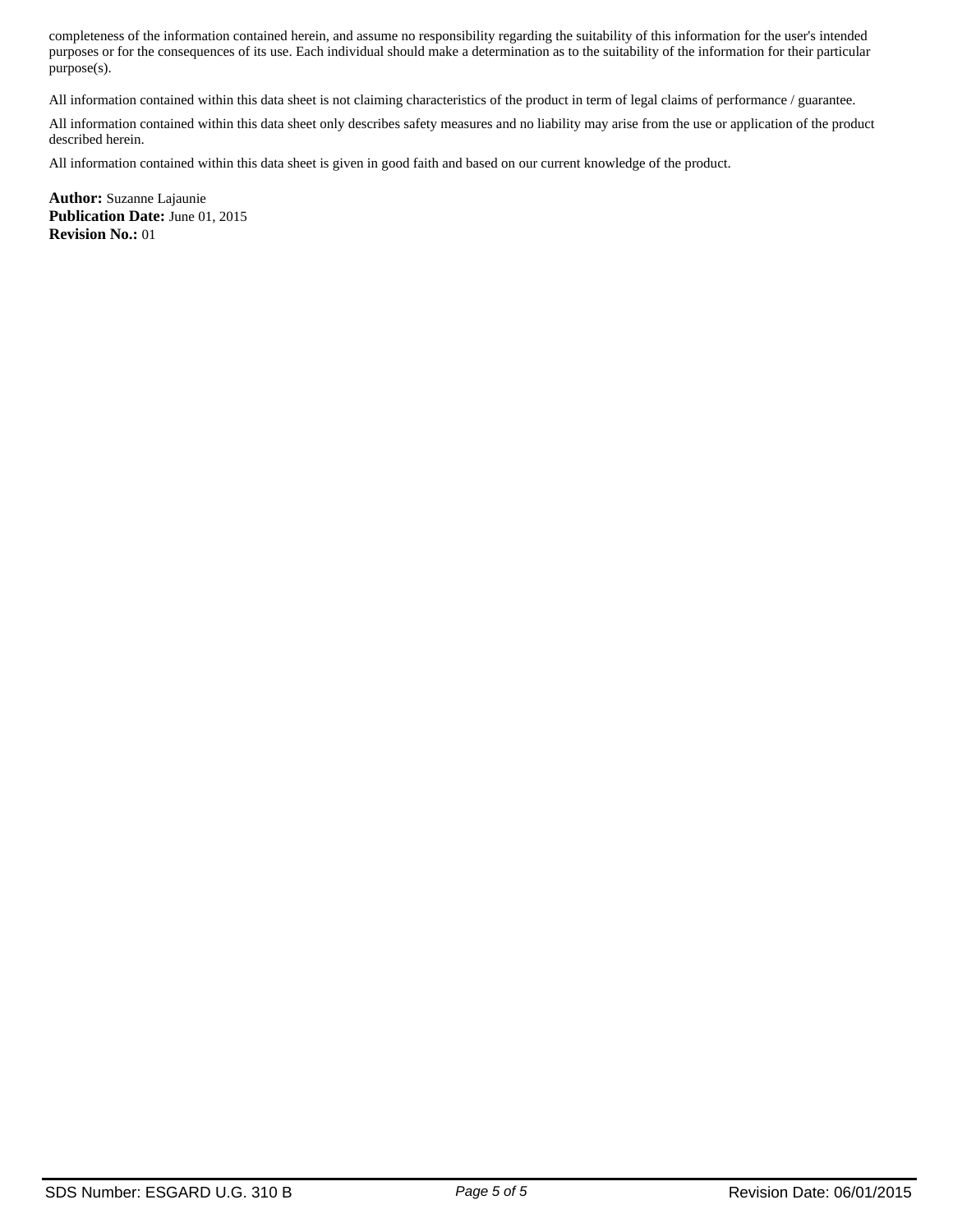completeness of the information contained herein, and assume no responsibility regarding the suitability of this information for the user's intended purposes or for the consequences of its use. Each individual should make a determination as to the suitability of the information for their particular purpose(s).

All information contained within this data sheet is not claiming characteristics of the product in term of legal claims of performance / guarantee.

All information contained within this data sheet only describes safety measures and no liability may arise from the use or application of the product described herein.

All information contained within this data sheet is given in good faith and based on our current knowledge of the product.

**Author:** Suzanne Lajaunie
**Publication Date:** June 01, 2015
**Revision No.:** 01